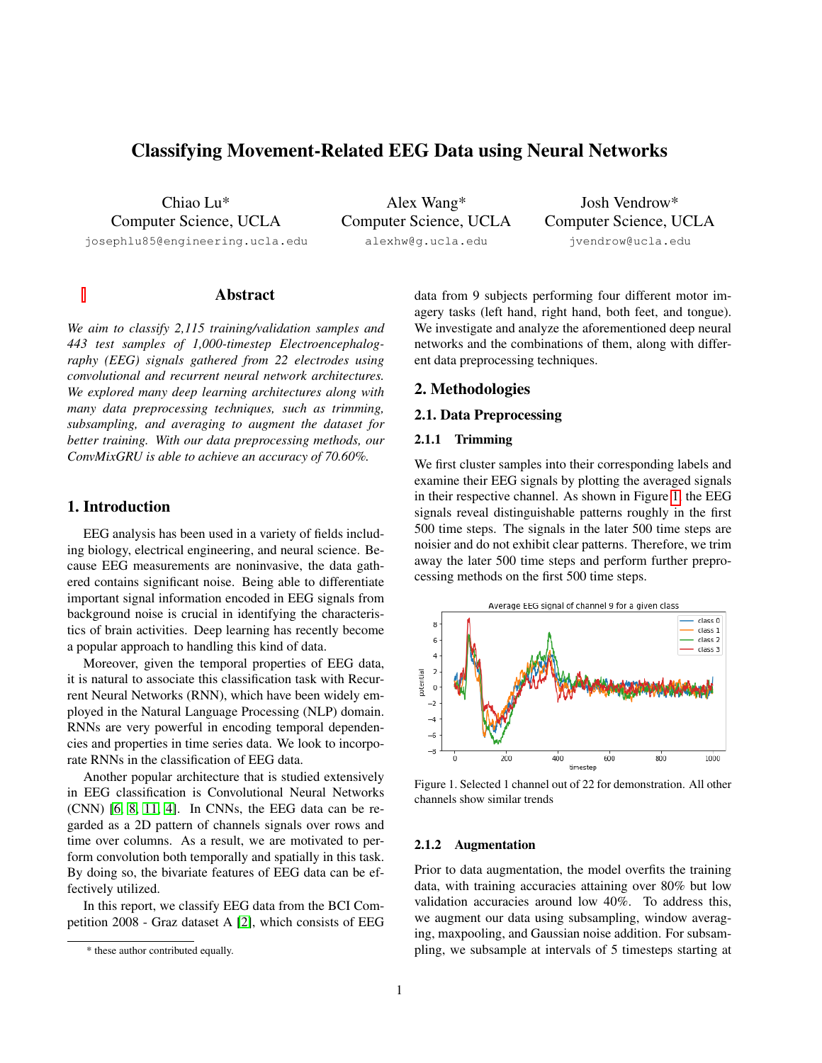# Classifying Movement-Related EEG Data using Neural Networks

Chiao Lu*
Computer Science, UCLA
josephlu85@engineering.ucla.edu

Alex Wang*
Computer Science, UCLA
alexhw@g.ucla.edu

Josh Vendrow*
Computer Science, UCLA
jvendrow@ucla.edu

## Abstract

*We aim to classify 2,115 training/validation samples and 443 test samples of 1,000-timestep Electroencephalography (EEG) signals gathered from 22 electrodes using convolutional and recurrent neural network architectures. We explored many deep learning architectures along with many data preprocessing techniques, such as trimming, subsampling, and averaging to augment the dataset for better training. With our data preprocessing methods, our ConvMixGRU is able to achieve an accuracy of 70.60%.*

## 1. Introduction

EEG analysis has been used in a variety of fields including biology, electrical engineering, and neural science. Because EEG measurements are noninvasive, the data gathered contains significant noise. Being able to differentiate important signal information encoded in EEG signals from background noise is crucial in identifying the characteristics of brain activities. Deep learning has recently become a popular approach to handling this kind of data.

Moreover, given the temporal properties of EEG data, it is natural to associate this classification task with Recurrent Neural Networks (RNN), which have been widely employed in the Natural Language Processing (NLP) domain. RNNs are very powerful in encoding temporal dependencies and properties in time series data. We look to incorporate RNNs in the classification of EEG data.

Another popular architecture that is studied extensively in EEG classification is Convolutional Neural Networks (CNN) [6, 8, 11, 4]. In CNNs, the EEG data can be regarded as a 2D pattern of channels signals over rows and time over columns. As a result, we are motivated to perform convolution both temporally and spatially in this task. By doing so, the bivariate features of EEG data can be effectively utilized.

In this report, we classify EEG data from the BCI Competition 2008 - Graz dataset A [2], which consists of EEG data from 9 subjects performing four different motor imagery tasks (left hand, right hand, both feet, and tongue). We investigate and analyze the aforementioned deep neural networks and the combinations of them, along with different data preprocessing techniques.

## 2. Methodologies

### 2.1. Data Preprocessing

#### 2.1.1 Trimming

We first cluster samples into their corresponding labels and examine their EEG signals by plotting the averaged signals in their respective channel. As shown in Figure 1, the EEG signals reveal distinguishable patterns roughly in the first 500 time steps. The signals in the later 500 time steps are noisier and do not exhibit clear patterns. Therefore, we trim away the later 500 time steps and perform further preprocessing methods on the first 500 time steps.

Figure 1. Selected 1 channel out of 22 for demonstration. All other channels show similar trends

#### 2.1.2 Augmentation

Prior to data augmentation, the model overfits the training data, with training accuracies attaining over 80% but low validation accuracies around low 40%. To address this, we augment our data using subsampling, window averaging, maxpooling, and Gaussian noise addition. For subsampling, we subsample at intervals of 5 timesteps starting at

* these author contributed equally.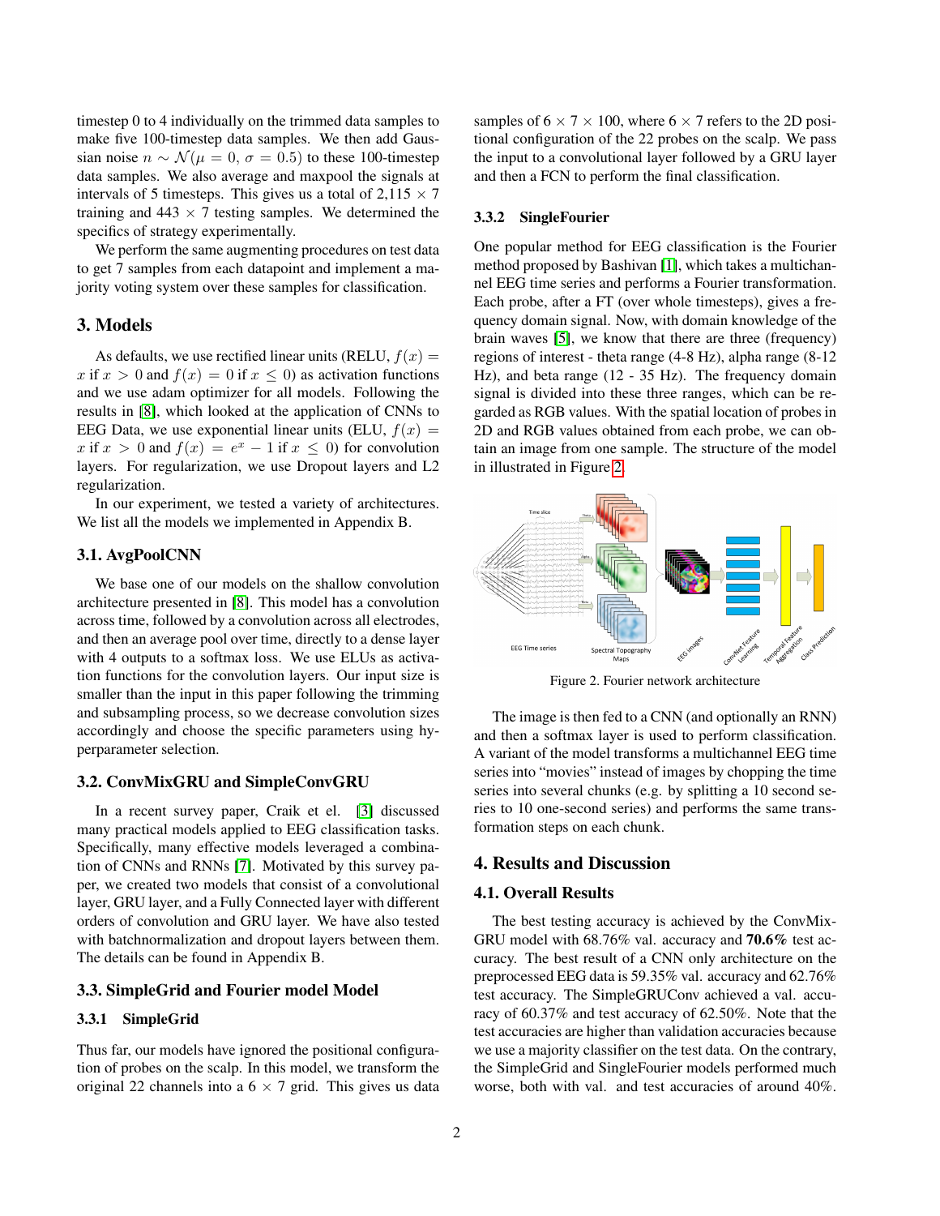timestep 0 to 4 individually on the trimmed data samples to make five 100-timestep data samples. We then add Gaussian noise $n \sim \mathcal{N}(\mu = 0, \sigma = 0.5)$ to these 100-timestep data samples. We also average and maxpool the signals at intervals of 5 timesteps. This gives us a total of 2,115 $\times$ 7 training and 443 $\times$ 7 testing samples. We determined the specifics of strategy experimentally.

We perform the same augmenting procedures on test data to get 7 samples from each datapoint and implement a majority voting system over these samples for classification.

## 3. Models

As defaults, we use rectified linear units (RELU, $f(x) = x$ if $x > 0$ and $f(x) = 0$ if $x \leq 0$) as activation functions and we use adam optimizer for all models. Following the results in [8], which looked at the application of CNNs to EEG Data, we use exponential linear units (ELU, $f(x) = x$ if $x > 0$ and $f(x) = e^x - 1$ if $x \leq 0$) for convolution layers. For regularization, we use Dropout layers and L2 regularization.

In our experiment, we tested a variety of architectures. We list all the models we implemented in Appendix B.

### 3.1. AvgPoolCNN

We base one of our models on the shallow convolution architecture presented in [8]. This model has a convolution across time, followed by a convolution across all electrodes, and then an average pool over time, directly to a dense layer with 4 outputs to a softmax loss. We use ELUs as activation functions for the convolution layers. Our input size is smaller than the input in this paper following the trimming and subsampling process, so we decrease convolution sizes accordingly and choose the specific parameters using hyperparameter selection.

### 3.2. ConvMixGRU and SimpleConvGRU

In a recent survey paper, Craik et el. [3] discussed many practical models applied to EEG classification tasks. Specifically, many effective models leveraged a combination of CNNs and RNNs [7]. Motivated by this survey paper, we created two models that consist of a convolutional layer, GRU layer, and a Fully Connected layer with different orders of convolution and GRU layer. We have also tested with batchnormalization and dropout layers between them. The details can be found in Appendix B.

### 3.3. SimpleGrid and Fourier model Model

#### 3.3.1 SimpleGrid

Thus far, our models have ignored the positional configuration of probes on the scalp. In this model, we transform the original 22 channels into a 6 $\times$ 7 grid. This gives us data samples of 6 $\times$ 7 $\times$ 100, where 6 $\times$ 7 refers to the 2D positional configuration of the 22 probes on the scalp. We pass the input to a convolutional layer followed by a GRU layer and then a FCN to perform the final classification.

#### 3.3.2 SingleFourier

One popular method for EEG classification is the Fourier method proposed by Bashivan [1], which takes a multichannel EEG time series and performs a Fourier transformation. Each probe, after a FT (over whole timesteps), gives a frequency domain signal. Now, with domain knowledge of the brain waves [5], we know that there are three (frequency) regions of interest - theta range (4-8 Hz), alpha range (8-12 Hz), and beta range (12 - 35 Hz). The frequency domain signal is divided into these three ranges, which can be regarded as RGB values. With the spatial location of probes in 2D and RGB values obtained from each probe, we can obtain an image from one sample. The structure of the model in illustrated in Figure 2.

Figure 2. Fourier network architecture

The image is then fed to a CNN (and optionally an RNN) and then a softmax layer is used to perform classification. A variant of the model transforms a multichannel EEG time series into "movies" instead of images by chopping the time series into several chunks (e.g. by splitting a 10 second series to 10 one-second series) and performs the same transformation steps on each chunk.

## 4. Results and Discussion

### 4.1. Overall Results

The best testing accuracy is achieved by the ConvMixGRU model with 68.76% val. accuracy and **70.6%** test accuracy. The best result of a CNN only architecture on the preprocessed EEG data is 59.35% val. accuracy and 62.76% test accuracy. The SimpleGRUConv achieved a val. accuracy of 60.37% and test accuracy of 62.50%. Note that the test accuracies are higher than validation accuracies because we use a majority classifier on the test data. On the contrary, the SimpleGrid and SingleFourier models performed much worse, both with val. and test accuracies of around 40%.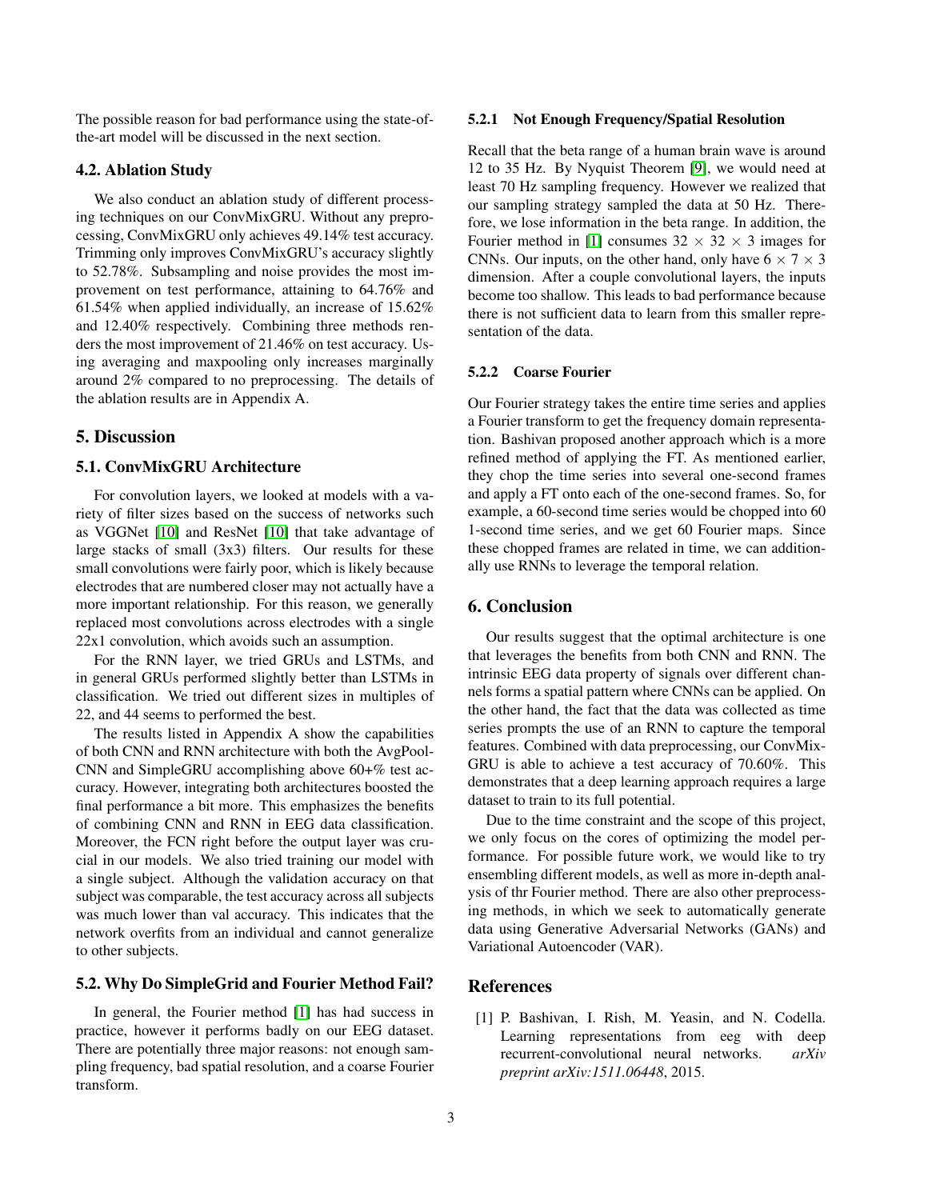The possible reason for bad performance using the state-of-the-art model will be discussed in the next section.

### 4.2. Ablation Study

We also conduct an ablation study of different processing techniques on our ConvMixGRU. Without any preprocessing, ConvMixGRU only achieves 49.14% test accuracy. Trimming only improves ConvMixGRU's accuracy slightly to 52.78%. Subsampling and noise provides the most improvement on test performance, attaining to 64.76% and 61.54% when applied individually, an increase of 15.62% and 12.40% respectively. Combining three methods renders the most improvement of 21.46% on test accuracy. Using averaging and maxpooling only increases marginally around 2% compared to no preprocessing. The details of the ablation results are in Appendix A.

## 5. Discussion

### 5.1. ConvMixGRU Architecture

For convolution layers, we looked at models with a variety of filter sizes based on the success of networks such as VGGNet [10] and ResNet [10] that take advantage of large stacks of small (3x3) filters. Our results for these small convolutions were fairly poor, which is likely because electrodes that are numbered closer may not actually have a more important relationship. For this reason, we generally replaced most convolutions across electrodes with a single 22x1 convolution, which avoids such an assumption.

For the RNN layer, we tried GRUs and LSTMs, and in general GRUs performed slightly better than LSTMs in classification. We tried out different sizes in multiples of 22, and 44 seems to performed the best.

The results listed in Appendix A show the capabilities of both CNN and RNN architecture with both the AvgPool-CNN and SimpleGRU accomplishing above 60+% test accuracy. However, integrating both architectures boosted the final performance a bit more. This emphasizes the benefits of combining CNN and RNN in EEG data classification. Moreover, the FCN right before the output layer was crucial in our models. We also tried training our model with a single subject. Although the validation accuracy on that subject was comparable, the test accuracy across all subjects was much lower than val accuracy. This indicates that the network overfits from an individual and cannot generalize to other subjects.

### 5.2. Why Do SimpleGrid and Fourier Method Fail?

In general, the Fourier method [1] has had success in practice, however it performs badly on our EEG dataset. There are potentially three major reasons: not enough sampling frequency, bad spatial resolution, and a coarse Fourier transform.

#### 5.2.1 Not Enough Frequency/Spatial Resolution

Recall that the beta range of a human brain wave is around 12 to 35 Hz. By Nyquist Theorem [9], we would need at least 70 Hz sampling frequency. However we realized that our sampling strategy sampled the data at 50 Hz. Therefore, we lose information in the beta range. In addition, the Fourier method in [1] consumes $32 \times 32 \times 3$ images for CNNs. Our inputs, on the other hand, only have $6 \times 7 \times 3$ dimension. After a couple convolutional layers, the inputs become too shallow. This leads to bad performance because there is not sufficient data to learn from this smaller representation of the data.

#### 5.2.2 Coarse Fourier

Our Fourier strategy takes the entire time series and applies a Fourier transform to get the frequency domain representation. Bashivan proposed another approach which is a more refined method of applying the FT. As mentioned earlier, they chop the time series into several one-second frames and apply a FT onto each of the one-second frames. So, for example, a 60-second time series would be chopped into 60 1-second time series, and we get 60 Fourier maps. Since these chopped frames are related in time, we can additionally use RNNs to leverage the temporal relation.

## 6. Conclusion

Our results suggest that the optimal architecture is one that leverages the benefits from both CNN and RNN. The intrinsic EEG data property of signals over different channels forms a spatial pattern where CNNs can be applied. On the other hand, the fact that the data was collected as time series prompts the use of an RNN to capture the temporal features. Combined with data preprocessing, our ConvMixGRU is able to achieve a test accuracy of 70.60%. This demonstrates that a deep learning approach requires a large dataset to train to its full potential.

Due to the time constraint and the scope of this project, we only focus on the cores of optimizing the model performance. For possible future work, we would like to try ensembling different models, as well as more in-depth analysis of thr Fourier method. There are also other preprocessing methods, in which we seek to automatically generate data using Generative Adversarial Networks (GANs) and Variational Autoencoder (VAR).

## References

[1] P. Bashivan, I. Rish, M. Yeasin, and N. Codella. Learning representations from eeg with deep recurrent-convolutional neural networks. *arXiv preprint arXiv:1511.06448*, 2015.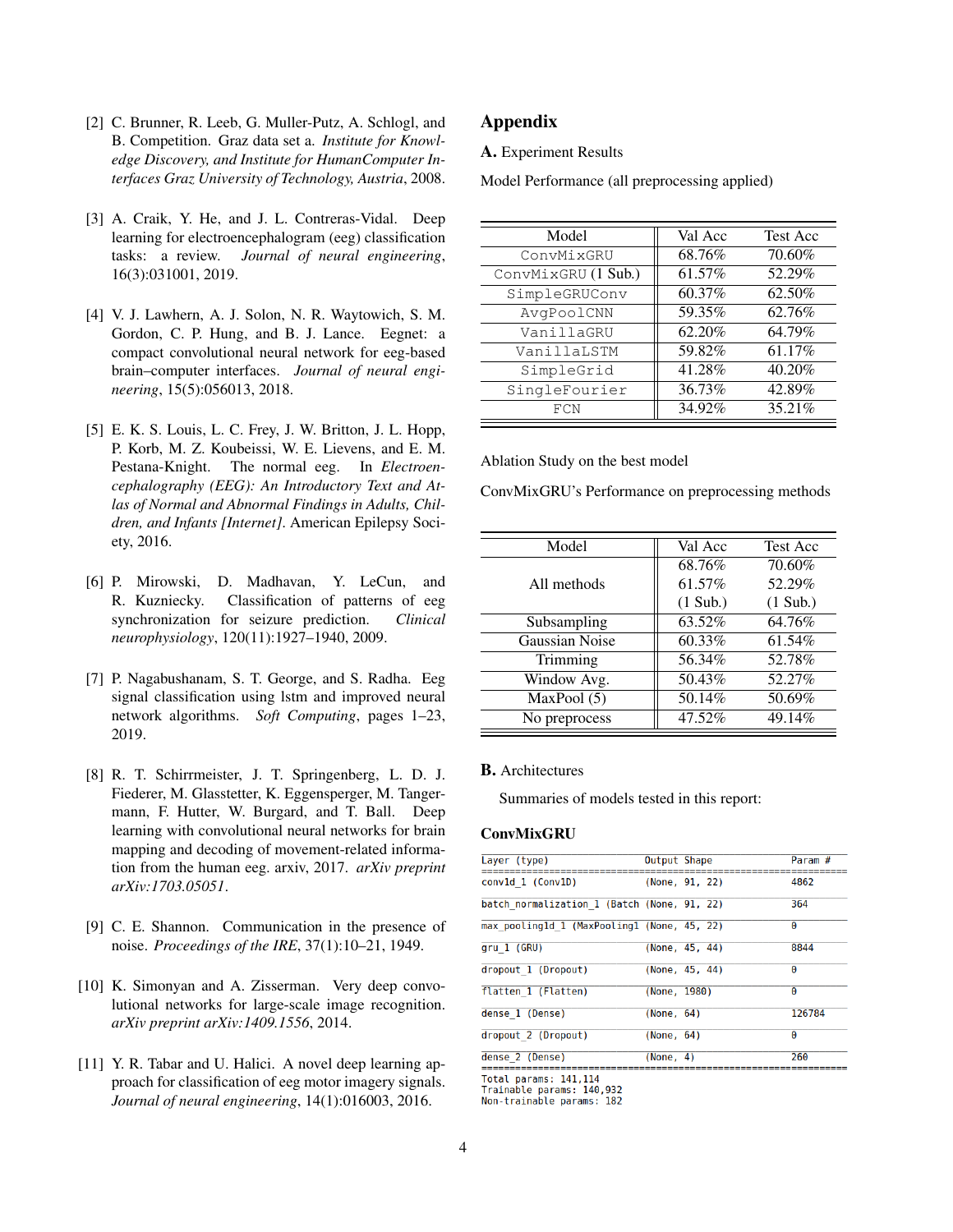[2] C. Brunner, R. Leeb, G. Muller-Putz, A. Schlogl, and B. Competition. Graz data set a. *Institute for Knowledge Discovery, and Institute for HumanComputer Interfaces Graz University of Technology, Austria*, 2008.

[3] A. Craik, Y. He, and J. L. Contreras-Vidal. Deep learning for electroencephalogram (eeg) classification tasks: a review. *Journal of neural engineering*, 16(3):031001, 2019.

[4] V. J. Lawhern, A. J. Solon, N. R. Waytowich, S. M. Gordon, C. P. Hung, and B. J. Lance. Eegnet: a compact convolutional neural network for eeg-based brain–computer interfaces. *Journal of neural engineering*, 15(5):056013, 2018.

[5] E. K. S. Louis, L. C. Frey, J. W. Britton, J. L. Hopp, P. Korb, M. Z. Koubeissi, W. E. Lievens, and E. M. Pestana-Knight. The normal eeg. In *Electroencephalography (EEG): An Introductory Text and Atlas of Normal and Abnormal Findings in Adults, Children, and Infants [Internet]*. American Epilepsy Society, 2016.

[6] P. Mirowski, D. Madhavan, Y. LeCun, and R. Kuzniecky. Classification of patterns of eeg synchronization for seizure prediction. *Clinical neurophysiology*, 120(11):1927–1940, 2009.

[7] P. Nagabushanam, S. T. George, and S. Radha. Eeg signal classification using lstm and improved neural network algorithms. *Soft Computing*, pages 1–23, 2019.

[8] R. T. Schirrmeister, J. T. Springenberg, L. D. J. Fiederer, M. Glasstetter, K. Eggensperger, M. Tangermann, F. Hutter, W. Burgard, and T. Ball. Deep learning with convolutional neural networks for brain mapping and decoding of movement-related information from the human eeg. arxiv, 2017. *arXiv preprint arXiv:1703.05051*.

[9] C. E. Shannon. Communication in the presence of noise. *Proceedings of the IRE*, 37(1):10–21, 1949.

[10] K. Simonyan and A. Zisserman. Very deep convolutional networks for large-scale image recognition. *arXiv preprint arXiv:1409.1556*, 2014.

[11] Y. R. Tabar and U. Halici. A novel deep learning approach for classification of eeg motor imagery signals. *Journal of neural engineering*, 14(1):016003, 2016.

# Appendix

## A. Experiment Results

Model Performance (all preprocessing applied)

| Model | Val Acc | Test Acc |
|---|---|---|
| `ConvMixGRU` | 68.76% | 70.60% |
| `ConvMixGRU` (1 Sub.) | 61.57% | 52.29% |
| `SimpleGRUConv` | 60.37% | 62.50% |
| `AvgPoolCNN` | 59.35% | 62.76% |
| `VanillaGRU` | 62.20% | 64.79% |
| `VanillaLSTM` | 59.82% | 61.17% |
| `SimpleGrid` | 41.28% | 40.20% |
| `SingleFourier` | 36.73% | 42.89% |
| `FCN` | 34.92% | 35.21% |

Ablation Study on the best model

ConvMixGRU's Performance on preprocessing methods

| Model | Val Acc | Test Acc |
|---|---|---|
| All methods | 68.76%<br>61.57%<br>(1 Sub.) | 70.60%<br>52.29%<br>(1 Sub.) |
| Subsampling | 63.52% | 64.76% |
| Gaussian Noise | 60.33% | 61.54% |
| Trimming | 56.34% | 52.78% |
| Window Avg. | 50.43% | 52.27% |
| MaxPool (5) | 50.14% | 50.69% |
| No preprocess | 47.52% | 49.14% |

## B. Architectures

Summaries of models tested in this report:

**ConvMixGRU**

```
Layer (type)                   Output Shape          Param #
=============================================================
conv1d_1 (Conv1D)              (None, 91, 22)        4862
batch_normalization_1 (Batch   (None, 91, 22)        364
max_pooling1d_1 (MaxPooling1   (None, 45, 22)        0
gru_1 (GRU)                    (None, 45, 44)        8844
dropout_1 (Dropout)            (None, 45, 44)        0
flatten_1 (Flatten)            (None, 1980)          0
dense_1 (Dense)                (None, 64)            126784
dropout_2 (Dropout)            (None, 64)            0
dense_2 (Dense)                (None, 4)             260
=============================================================
Total params: 141,114
Trainable params: 140,932
Non-trainable params: 182
```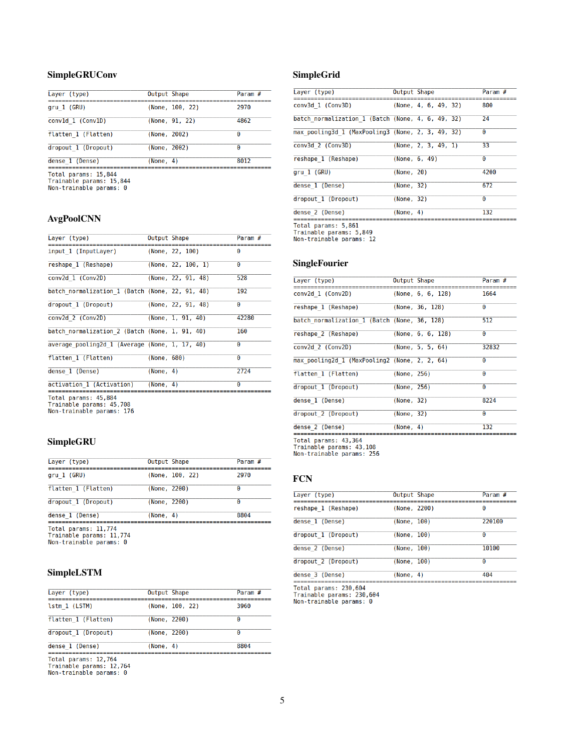### SimpleGRUConv

| Layer (type) | Output Shape | Param # |
|---|---|---|
| gru_1 (GRU) | (None, 100, 22) | 2970 |
| conv1d_1 (Conv1D) | (None, 91, 22) | 4862 |
| flatten_1 (Flatten) | (None, 2002) | 0 |
| dropout_1 (Dropout) | (None, 2002) | 0 |
| dense_1 (Dense) | (None, 4) | 8012 |

Total params: 15,844
Trainable params: 15,844
Non-trainable params: 0

### AvgPoolCNN

| Layer (type) | Output Shape | Param # |
|---|---|---|
| input_1 (InputLayer) | (None, 22, 100) | 0 |
| reshape_1 (Reshape) | (None, 22, 100, 1) | 0 |
| conv2d_1 (Conv2D) | (None, 22, 91, 48) | 528 |
| batch_normalization_1 (Batch | (None, 22, 91, 48) | 192 |
| dropout_1 (Dropout) | (None, 22, 91, 48) | 0 |
| conv2d_2 (Conv2D) | (None, 1, 91, 40) | 42280 |
| batch_normalization_2 (Batch | (None, 1, 91, 40) | 160 |
| average_pooling2d_1 (Average | (None, 1, 17, 40) | 0 |
| flatten_1 (Flatten) | (None, 680) | 0 |
| dense_1 (Dense) | (None, 4) | 2724 |
| activation_1 (Activation) | (None, 4) | 0 |

Total params: 45,884
Trainable params: 45,708
Non-trainable params: 176

### SimpleGRU

| Layer (type) | Output Shape | Param # |
|---|---|---|
| gru_1 (GRU) | (None, 100, 22) | 2970 |
| flatten_1 (Flatten) | (None, 2200) | 0 |
| dropout_1 (Dropout) | (None, 2200) | 0 |
| dense_1 (Dense) | (None, 4) | 8804 |

Total params: 11,774
Trainable params: 11,774
Non-trainable params: 0

### SimpleLSTM

| Layer (type) | Output Shape | Param # |
|---|---|---|
| lstm_1 (LSTM) | (None, 100, 22) | 3960 |
| flatten_1 (Flatten) | (None, 2200) | 0 |
| dropout_1 (Dropout) | (None, 2200) | 0 |
| dense_1 (Dense) | (None, 4) | 8804 |

Total params: 12,764
Trainable params: 12,764
Non-trainable params: 0

### SimpleGrid

| Layer (type) | Output Shape | Param # |
|---|---|---|
| conv3d_1 (Conv3D) | (None, 4, 6, 49, 32) | 800 |
| batch_normalization_1 (Batch | (None, 4, 6, 49, 32) | 24 |
| max_pooling3d_1 (MaxPooling3 | (None, 2, 3, 49, 32) | 0 |
| conv3d_2 (Conv3D) | (None, 2, 3, 49, 1) | 33 |
| reshape_1 (Reshape) | (None, 6, 49) | 0 |
| gru_1 (GRU) | (None, 20) | 4200 |
| dense_1 (Dense) | (None, 32) | 672 |
| dropout_1 (Dropout) | (None, 32) | 0 |
| dense_2 (Dense) | (None, 4) | 132 |

Total params: 5,861
Trainable params: 5,849
Non-trainable params: 12

### SingleFourier

| Layer (type) | Output Shape | Param # |
|---|---|---|
| conv2d_1 (Conv2D) | (None, 6, 6, 128) | 1664 |
| reshape_1 (Reshape) | (None, 36, 128) | 0 |
| batch_normalization_1 (Batch | (None, 36, 128) | 512 |
| reshape_2 (Reshape) | (None, 6, 6, 128) | 0 |
| conv2d_2 (Conv2D) | (None, 5, 5, 64) | 32832 |
| max_pooling2d_1 (MaxPooling2 | (None, 2, 2, 64) | 0 |
| flatten_1 (Flatten) | (None, 256) | 0 |
| dropout_1 (Dropout) | (None, 256) | 0 |
| dense_1 (Dense) | (None, 32) | 8224 |
| dropout_2 (Dropout) | (None, 32) | 0 |
| dense_2 (Dense) | (None, 4) | 132 |

Total params: 43,364
Trainable params: 43,108
Non-trainable params: 256

### FCN

| Layer (type) | Output Shape | Param # |
|---|---|---|
| reshape_1 (Reshape) | (None, 2200) | 0 |
| dense_1 (Dense) | (None, 100) | 220100 |
| dropout_1 (Dropout) | (None, 100) | 0 |
| dense_2 (Dense) | (None, 100) | 10100 |
| dropout_2 (Dropout) | (None, 100) | 0 |
| dense_3 (Dense) | (None, 4) | 404 |

Total params: 230,604
Trainable params: 230,604
Non-trainable params: 0